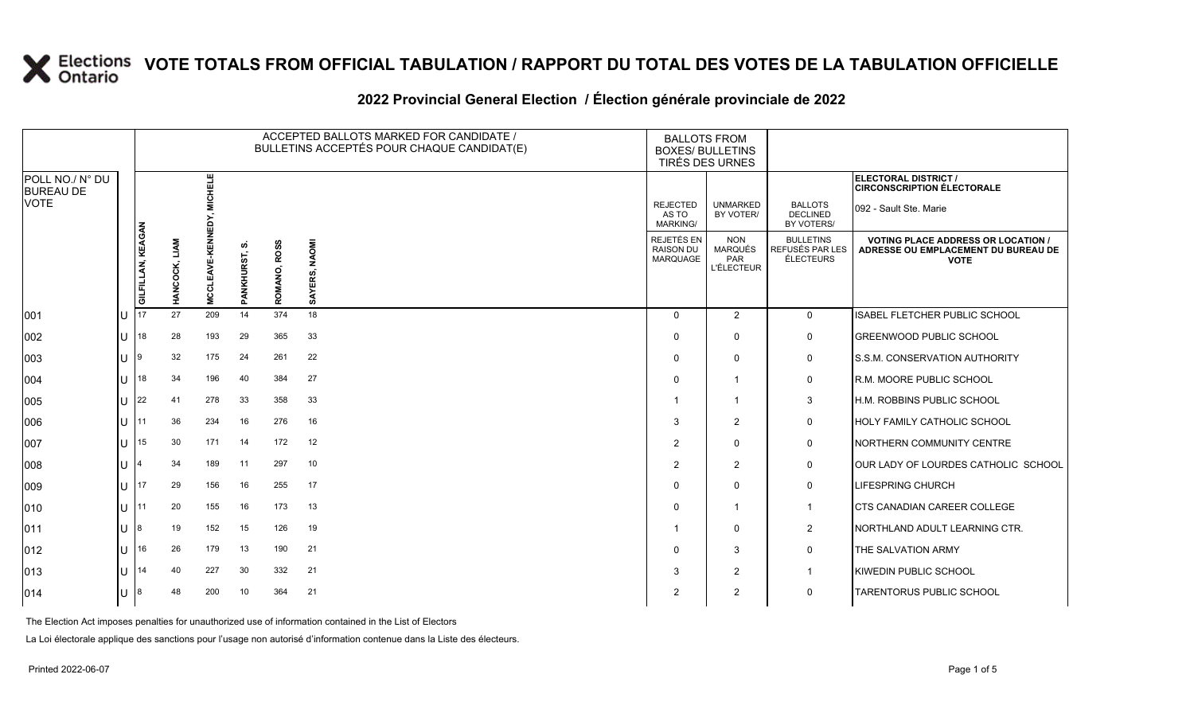# VOTE TOTALS FROM OFFICIAL TABULATION / RAPPORT DU TOTAL DES VOTES DE LA TABULATION OFFICIELLE

## 2022 Provincial General Election / Élection générale provinciale de 2022

ELECTORAL DISTRICT / CIRCONSCRIPTION ÉLECTORALE: 092 - Sault Ste. Marie

| POLL NO./ N° DU BUREAU DE VOTE | | ACCEPTED BALLOTS MARKED FOR CANDIDATE / BULLETINS ACCEPTÉS POUR CHAQUE CANDIDAT(E) | | | | | | BALLOTS FROM BOXES/ BULLETINS TIRÉS DES URNES | | | |
|---|---|---|---|---|---|---|---|---|---|---|---|
| | | GILFILLAN, KEAGAN | HANCOCK, LIAM | MCCLEAVE-KENNEDY, MICHELE | PANKHURST, S. | ROMANO, ROSS | SAYERS, NAOMI | REJECTED AS TO MARKING/ REJETÉS EN RAISON DU MARQUAGE | UNMARKED BY VOTER/ NON MARQUÉS PAR L'ÉLECTEUR | BALLOTS DECLINED BY VOTERS/ BULLETINS REFUSÉS PAR LES ÉLECTEURS | VOTING PLACE ADDRESS OR LOCATION / ADRESSE OU EMPLACEMENT DU BUREAU DE VOTE |
| 001 | U | 17 | 27 | 209 | 14 | 374 | 18 | 0 | 2 | 0 | ISABEL FLETCHER PUBLIC SCHOOL |
| 002 | U | 18 | 28 | 193 | 29 | 365 | 33 | 0 | 0 | 0 | GREENWOOD PUBLIC SCHOOL |
| 003 | U | 9 | 32 | 175 | 24 | 261 | 22 | 0 | 0 | 0 | S.S.M. CONSERVATION AUTHORITY |
| 004 | U | 18 | 34 | 196 | 40 | 384 | 27 | 0 | 1 | 0 | R.M. MOORE PUBLIC SCHOOL |
| 005 | U | 22 | 41 | 278 | 33 | 358 | 33 | 1 | 1 | 3 | H.M. ROBBINS PUBLIC SCHOOL |
| 006 | U | 11 | 36 | 234 | 16 | 276 | 16 | 3 | 2 | 0 | HOLY FAMILY CATHOLIC SCHOOL |
| 007 | U | 15 | 30 | 171 | 14 | 172 | 12 | 2 | 0 | 0 | NORTHERN COMMUNITY CENTRE |
| 008 | U | 4 | 34 | 189 | 11 | 297 | 10 | 2 | 2 | 0 | OUR LADY OF LOURDES CATHOLIC SCHOOL |
| 009 | U | 17 | 29 | 156 | 16 | 255 | 17 | 0 | 0 | 0 | LIFESPRING CHURCH |
| 010 | U | 11 | 20 | 155 | 16 | 173 | 13 | 0 | 1 | 1 | CTS CANADIAN CAREER COLLEGE |
| 011 | U | 8 | 19 | 152 | 15 | 126 | 19 | 1 | 0 | 2 | NORTHLAND ADULT LEARNING CTR. |
| 012 | U | 16 | 26 | 179 | 13 | 190 | 21 | 0 | 3 | 0 | THE SALVATION ARMY |
| 013 | U | 14 | 40 | 227 | 30 | 332 | 21 | 3 | 2 | 1 | KIWEDIN PUBLIC SCHOOL |
| 014 | U | 8 | 48 | 200 | 10 | 364 | 21 | 2 | 2 | 0 | TARENTORUS PUBLIC SCHOOL |

The Election Act imposes penalties for unauthorized use of information contained in the List of Electors

La Loi électorale applique des sanctions pour l'usage non autorisé d'information contenue dans la Liste des électeurs.

Printed 2022-06-07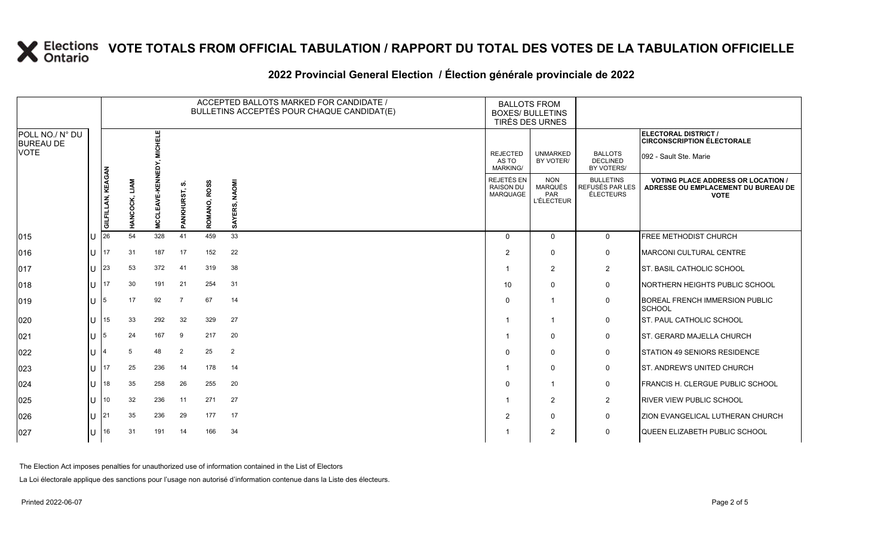# VOTE TOTALS FROM OFFICIAL TABULATION / RAPPORT DU TOTAL DES VOTES DE LA TABULATION OFFICIELLE

## 2022 Provincial General Election / Élection générale provinciale de 2022

| POLL NO./ N° DU BUREAU DE VOTE | | ACCEPTED BALLOTS MARKED FOR CANDIDATE / BULLETINS ACCEPTÉS POUR CHAQUE CANDIDAT(E) | | | | | | BALLOTS FROM BOXES/ BULLETINS TIRÉS DES URNES | | | ELECTORAL DISTRICT / CIRCONSCRIPTION ÉLECTORALE 092 - Sault Ste. Marie |
|---|---|---|---|---|---|---|---|---|---|---|---|
| | | GILFILLAN, KEAGAN | HANCOCK, LIAM | MCCLEAVE-KENNEDY, MICHELE | PANKHURST, S. | ROMANO, ROSS | SAYERS, NAOMI | REJECTED AS TO MARKING/ REJETÉS EN RAISON DU MARQUAGE | UNMARKED BY VOTER/ NON MARQUÉS PAR L'ÉLECTEUR | BALLOTS DECLINED BY VOTERS/ BULLETINS REFUSÉS PAR LES ÉLECTEURS | VOTING PLACE ADDRESS OR LOCATION / ADRESSE OU EMPLACEMENT DU BUREAU DE VOTE |
| 015 | U | 26 | 54 | 328 | 41 | 459 | 33 | 0 | 0 | 0 | FREE METHODIST CHURCH |
| 016 | U | 17 | 31 | 187 | 17 | 152 | 22 | 2 | 0 | 0 | MARCONI CULTURAL CENTRE |
| 017 | U | 23 | 53 | 372 | 41 | 319 | 38 | 1 | 2 | 2 | ST. BASIL CATHOLIC SCHOOL |
| 018 | U | 17 | 30 | 191 | 21 | 254 | 31 | 10 | 0 | 0 | NORTHERN HEIGHTS PUBLIC SCHOOL |
| 019 | U | 5 | 17 | 92 | 7 | 67 | 14 | 0 | 1 | 0 | BOREAL FRENCH IMMERSION PUBLIC SCHOOL |
| 020 | U | 15 | 33 | 292 | 32 | 329 | 27 | 1 | 1 | 0 | ST. PAUL CATHOLIC SCHOOL |
| 021 | U | 5 | 24 | 167 | 9 | 217 | 20 | 1 | 0 | 0 | ST. GERARD MAJELLA CHURCH |
| 022 | U | 4 | 5 | 48 | 2 | 25 | 2 | 0 | 0 | 0 | STATION 49 SENIORS RESIDENCE |
| 023 | U | 17 | 25 | 236 | 14 | 178 | 14 | 1 | 0 | 0 | ST. ANDREW'S UNITED CHURCH |
| 024 | U | 18 | 35 | 258 | 26 | 255 | 20 | 0 | 1 | 0 | FRANCIS H. CLERGUE PUBLIC SCHOOL |
| 025 | U | 10 | 32 | 236 | 11 | 271 | 27 | 1 | 2 | 2 | RIVER VIEW PUBLIC SCHOOL |
| 026 | U | 21 | 35 | 236 | 29 | 177 | 17 | 2 | 0 | 0 | ZION EVANGELICAL LUTHERAN CHURCH |
| 027 | U | 16 | 31 | 191 | 14 | 166 | 34 | 1 | 2 | 0 | QUEEN ELIZABETH PUBLIC SCHOOL |

The Election Act imposes penalties for unauthorized use of information contained in the List of Electors

La Loi électorale applique des sanctions pour l'usage non autorisé d'information contenue dans la Liste des électeurs.

Printed 2022-06-07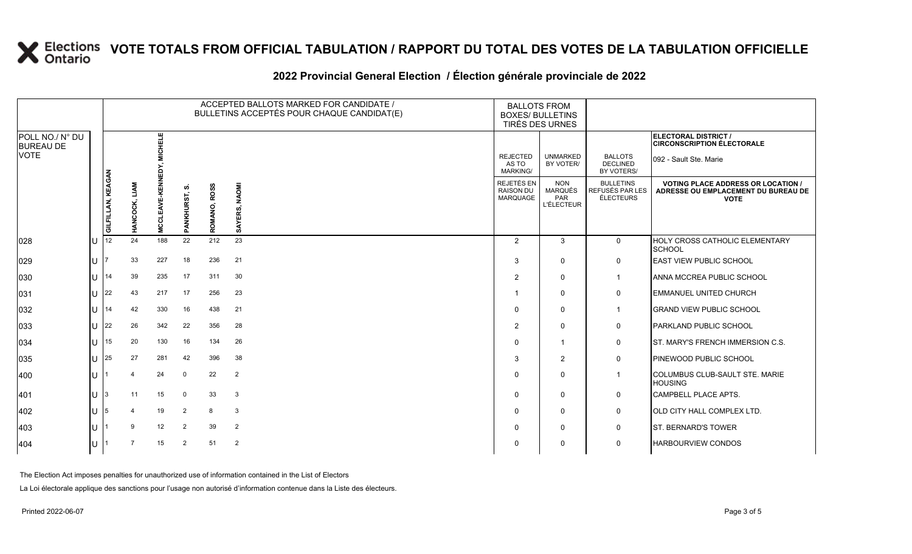# VOTE TOTALS FROM OFFICIAL TABULATION / RAPPORT DU TOTAL DES VOTES DE LA TABULATION OFFICIELLE

## 2022 Provincial General Election / Élection générale provinciale de 2022

ELECTORAL DISTRICT / CIRCONSCRIPTION ÉLECTORALE: 092 - Sault Ste. Marie

| POLL NO./ N° DU BUREAU DE VOTE | | ACCEPTED BALLOTS MARKED FOR CANDIDATE / BULLETINS ACCEPTÉS POUR CHAQUE CANDIDAT(E) | | | | | | BALLOTS FROM BOXES/ BULLETINS TIRÉS DES URNES | | | |
|---|---|---|---|---|---|---|---|---|---|---|---|
| | | GILFILLAN, KEAGAN | HANCOCK, LIAM | MCCLEAVE-KENNEDY, MICHELE | PANKHURST, S. | ROMANO, ROSS | SAYERS, NAOMI | REJECTED AS TO MARKING/ REJETÉS EN RAISON DU MARQUAGE | UNMARKED BY VOTER/ NON MARQUÉS PAR L'ÉLECTEUR | BALLOTS DECLINED BY VOTERS/ BULLETINS REFUSÉS PAR LES ÉLECTEURS | VOTING PLACE ADDRESS OR LOCATION / ADRESSE OU EMPLACEMENT DU BUREAU DE VOTE |
| 028 | U | 12 | 24 | 188 | 22 | 212 | 23 | 2 | 3 | 0 | HOLY CROSS CATHOLIC ELEMENTARY SCHOOL |
| 029 | U | 7 | 33 | 227 | 18 | 236 | 21 | 3 | 0 | 0 | EAST VIEW PUBLIC SCHOOL |
| 030 | U | 14 | 39 | 235 | 17 | 311 | 30 | 2 | 0 | 1 | ANNA MCCREA PUBLIC SCHOOL |
| 031 | U | 22 | 43 | 217 | 17 | 256 | 23 | 1 | 0 | 0 | EMMANUEL UNITED CHURCH |
| 032 | U | 14 | 42 | 330 | 16 | 438 | 21 | 0 | 0 | 1 | GRAND VIEW PUBLIC SCHOOL |
| 033 | U | 22 | 26 | 342 | 22 | 356 | 28 | 2 | 0 | 0 | PARKLAND PUBLIC SCHOOL |
| 034 | U | 15 | 20 | 130 | 16 | 134 | 26 | 0 | 1 | 0 | ST. MARY'S FRENCH IMMERSION C.S. |
| 035 | U | 25 | 27 | 281 | 42 | 396 | 38 | 3 | 2 | 0 | PINEWOOD PUBLIC SCHOOL |
| 400 | U | 1 | 4 | 24 | 0 | 22 | 2 | 0 | 0 | 1 | COLUMBUS CLUB-SAULT STE. MARIE HOUSING |
| 401 | U | 3 | 11 | 15 | 0 | 33 | 3 | 0 | 0 | 0 | CAMPBELL PLACE APTS. |
| 402 | U | 5 | 4 | 19 | 2 | 8 | 3 | 0 | 0 | 0 | OLD CITY HALL COMPLEX LTD. |
| 403 | U | 1 | 9 | 12 | 2 | 39 | 2 | 0 | 0 | 0 | ST. BERNARD'S TOWER |
| 404 | U | 1 | 7 | 15 | 2 | 51 | 2 | 0 | 0 | 0 | HARBOURVIEW CONDOS |

The Election Act imposes penalties for unauthorized use of information contained in the List of Electors

La Loi électorale applique des sanctions pour l'usage non autorisé d'information contenue dans la Liste des électeurs.

Printed 2022-06-07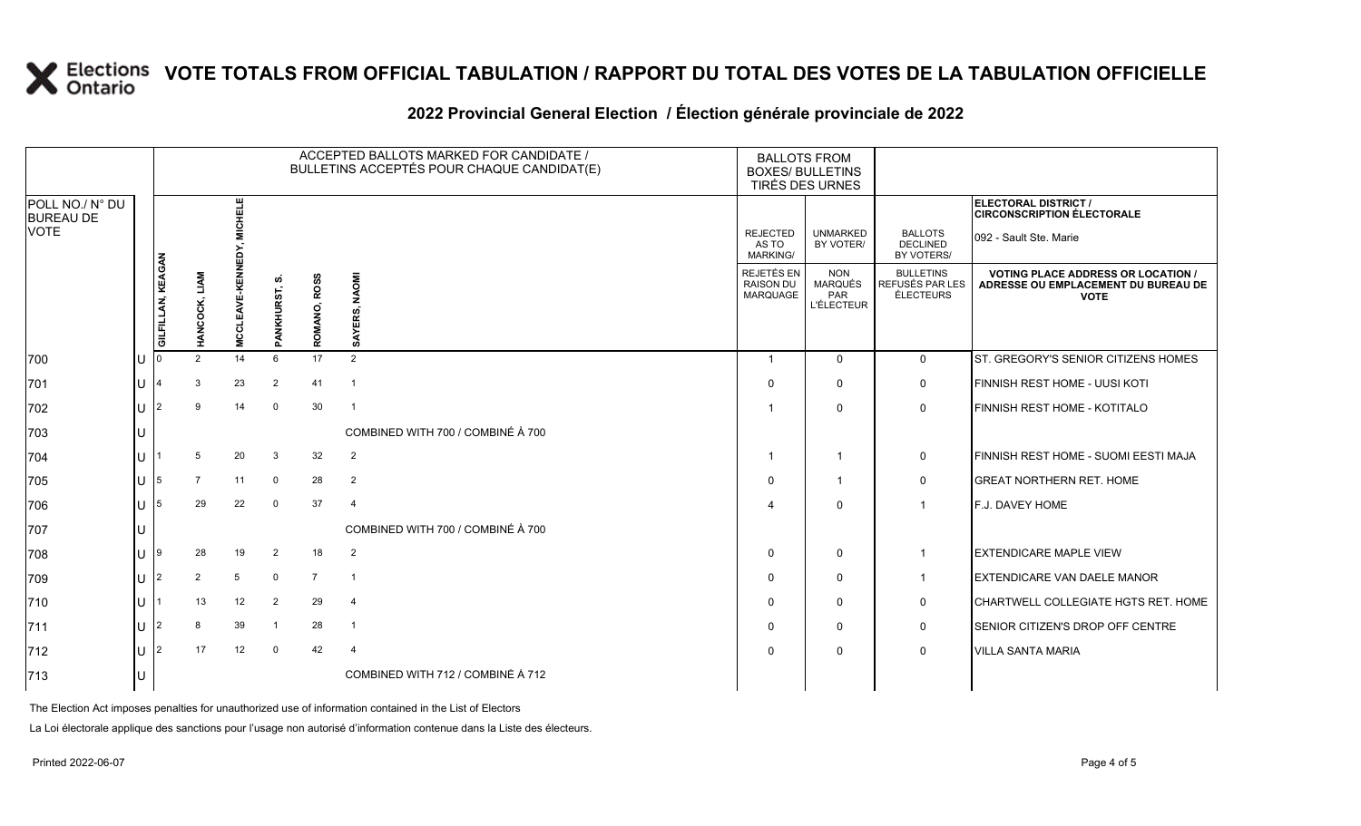# VOTE TOTALS FROM OFFICIAL TABULATION / RAPPORT DU TOTAL DES VOTES DE LA TABULATION OFFICIELLE

## 2022 Provincial General Election / Élection générale provinciale de 2022

ELECTORAL DISTRICT / CIRCONSCRIPTION ÉLECTORALE: 092 - Sault Ste. Marie

| POLL NO./ N° DU BUREAU DE VOTE | | ACCEPTED BALLOTS MARKED FOR CANDIDATE / BULLETINS ACCEPTÉS POUR CHAQUE CANDIDAT(E) | | | | | | BALLOTS FROM BOXES/ BULLETINS TIRÉS DES URNES | | | |
|---|---|---|---|---|---|---|---|---|---|---|---|
| | | GILFILLAN, KEAGAN | HANCOCK, LIAM | MCCLEAVE-KENNEDY, MICHELE | PANKHURST, S. | ROMANO, ROSS | SAYERS, NAOMI | REJECTED AS TO MARKING/ REJETÉS EN RAISON DU MARQUAGE | UNMARKED BY VOTER/ NON MARQUÉS PAR L'ÉLECTEUR | BALLOTS DECLINED BY VOTERS/ BULLETINS REFUSÉS PAR LES ÉLECTEURS | VOTING PLACE ADDRESS OR LOCATION / ADRESSE OU EMPLACEMENT DU BUREAU DE VOTE |
| 700 | U | 0 | 2 | 14 | 6 | 17 | 2 | 1 | 0 | 0 | ST. GREGORY'S SENIOR CITIZENS HOMES |
| 701 | U | 4 | 3 | 23 | 2 | 41 | 1 | 0 | 0 | 0 | FINNISH REST HOME - UUSI KOTI |
| 702 | U | 2 | 9 | 14 | 0 | 30 | 1 | 1 | 0 | 0 | FINNISH REST HOME - KOTITALO |
| 703 | U | COMBINED WITH 700 / COMBINÉ À 700 | | | | | | | | | |
| 704 | U | 1 | 5 | 20 | 3 | 32 | 2 | 1 | 1 | 0 | FINNISH REST HOME - SUOMI EESTI MAJA |
| 705 | U | 5 | 7 | 11 | 0 | 28 | 2 | 0 | 1 | 0 | GREAT NORTHERN RET. HOME |
| 706 | U | 5 | 29 | 22 | 0 | 37 | 4 | 4 | 0 | 1 | F.J. DAVEY HOME |
| 707 | U | COMBINED WITH 700 / COMBINÉ À 700 | | | | | | | | | |
| 708 | U | 9 | 28 | 19 | 2 | 18 | 2 | 0 | 0 | 1 | EXTENDICARE MAPLE VIEW |
| 709 | U | 2 | 2 | 5 | 0 | 7 | 1 | 0 | 0 | 1 | EXTENDICARE VAN DAELE MANOR |
| 710 | U | 1 | 13 | 12 | 2 | 29 | 4 | 0 | 0 | 0 | CHARTWELL COLLEGIATE HGTS RET. HOME |
| 711 | U | 2 | 8 | 39 | 1 | 28 | 1 | 0 | 0 | 0 | SENIOR CITIZEN'S DROP OFF CENTRE |
| 712 | U | 2 | 17 | 12 | 0 | 42 | 4 | 0 | 0 | 0 | VILLA SANTA MARIA |
| 713 | U | COMBINED WITH 712 / COMBINÉ À 712 | | | | | | | | | |

The Election Act imposes penalties for unauthorized use of information contained in the List of Electors

La Loi électorale applique des sanctions pour l'usage non autorisé d'information contenue dans la Liste des électeurs.

Printed 2022-06-07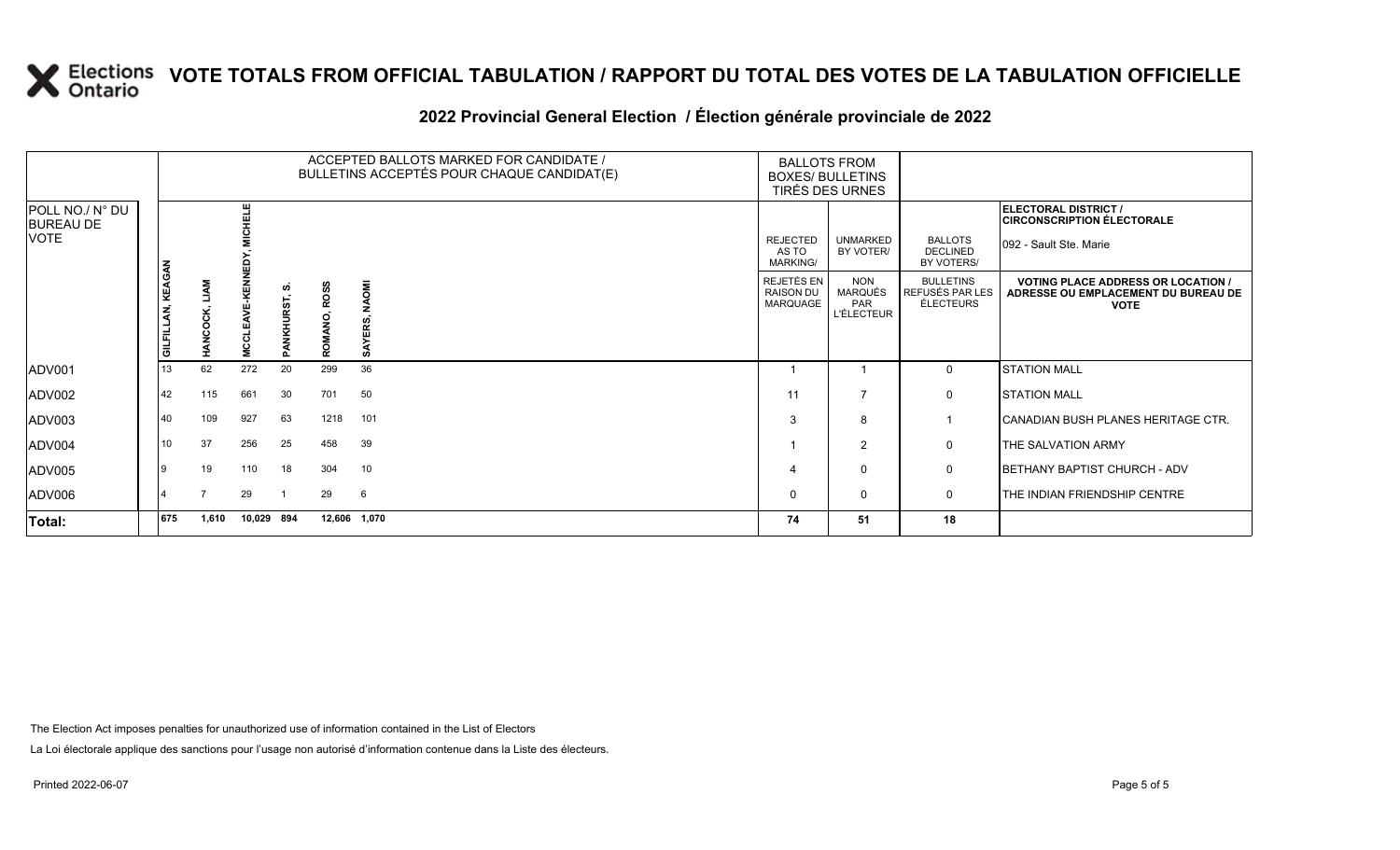# Elections Ontario VOTE TOTALS FROM OFFICIAL TABULATION / RAPPORT DU TOTAL DES VOTES DE LA TABULATION OFFICIELLE

## 2022 Provincial General Election / Élection générale provinciale de 2022

| POLL NO./ N° DU BUREAU DE VOTE | ACCEPTED BALLOTS MARKED FOR CANDIDATE / BULLETINS ACCEPTÉS POUR CHAQUE CANDIDAT(E) | | | | | | BALLOTS FROM BOXES/ BULLETINS TIRÉS DES URNES | | | ELECTORAL DISTRICT / CIRCONSCRIPTION ÉLECTORALE: 092 - Sault Ste. Marie |
|---|---|---|---|---|---|---|---|---|---|---|
| | GILFILLAN, KEAGAN | HANCOCK, LIAM | MCCLEAVE-KENNEDY, MICHELE | PANKHURST, S. | ROMANO, ROSS | SAYERS, NAOMI | REJECTED AS TO MARKING/ REJETÉS EN RAISON DU MARQUAGE | UNMARKED BY VOTER/ NON MARQUÉS PAR L'ÉLECTEUR | BALLOTS DECLINED BY VOTERS/ BULLETINS REFUSÉS PAR LES ÉLECTEURS | VOTING PLACE ADDRESS OR LOCATION / ADRESSE OU EMPLACEMENT DU BUREAU DE VOTE |
| ADV001 | 13 | 62 | 272 | 20 | 299 | 36 | 1 | 1 | 0 | STATION MALL |
| ADV002 | 42 | 115 | 661 | 30 | 701 | 50 | 11 | 7 | 0 | STATION MALL |
| ADV003 | 40 | 109 | 927 | 63 | 1218 | 101 | 3 | 8 | 1 | CANADIAN BUSH PLANES HERITAGE CTR. |
| ADV004 | 10 | 37 | 256 | 25 | 458 | 39 | 1 | 2 | 0 | THE SALVATION ARMY |
| ADV005 | 9 | 19 | 110 | 18 | 304 | 10 | 4 | 0 | 0 | BETHANY BAPTIST CHURCH - ADV |
| ADV006 | 4 | 7 | 29 | 1 | 29 | 6 | 0 | 0 | 0 | THE INDIAN FRIENDSHIP CENTRE |
| **Total:** | **675** | **1,610** | **10,029** | **894** | **12,606** | **1,070** | **74** | **51** | **18** | |

The Election Act imposes penalties for unauthorized use of information contained in the List of Electors

La Loi électorale applique des sanctions pour l'usage non autorisé d'information contenue dans la Liste des électeurs.

Printed 2022-06-07